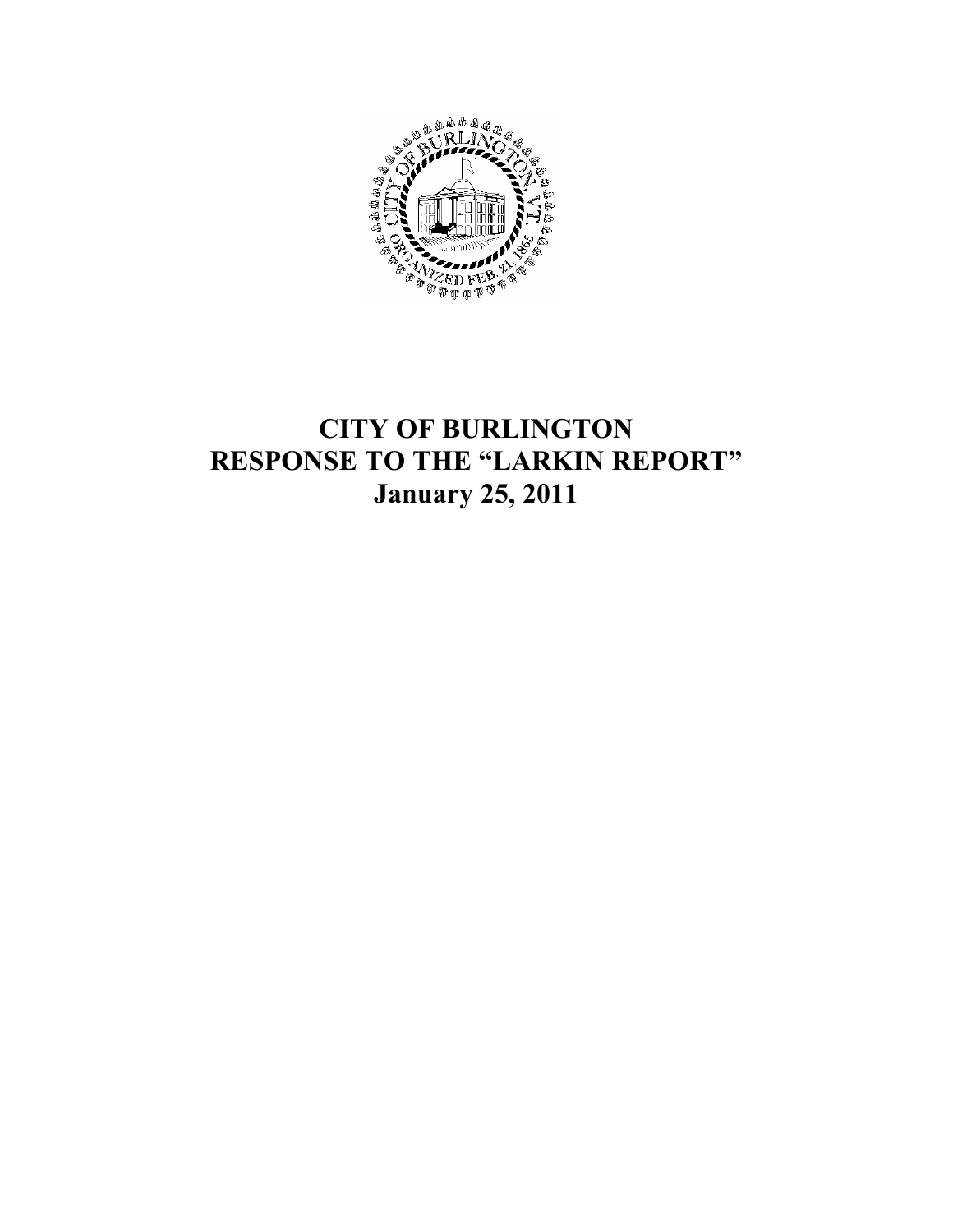# CITY OF BURLINGTON
# RESPONSE TO THE "LARKIN REPORT"
# January 25, 2011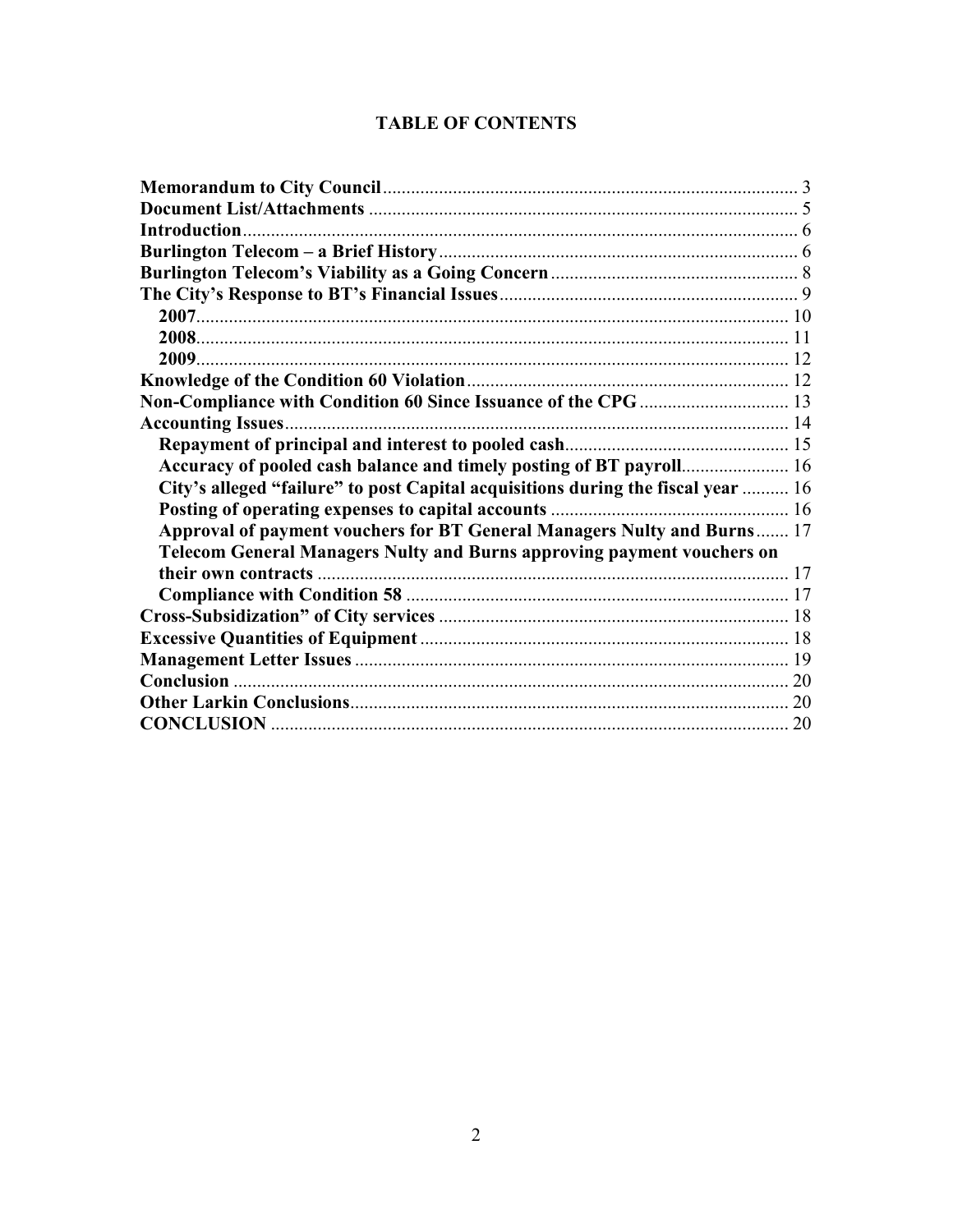## TABLE OF CONTENTS

**Memorandum to City Council** ........................................................................................ 3
**Document List/Attachments** ........................................................................................... 5
**Introduction** ..................................................................................................................... 6
**Burlington Telecom – a Brief History** ............................................................................ 6
**Burlington Telecom's Viability as a Going Concern** ..................................................... 8
**The City's Response to BT's Financial Issues** ................................................................ 9
  **2007** .............................................................................................................................. 10
  **2008** .............................................................................................................................. 11
  **2009** .............................................................................................................................. 12
**Knowledge of the Condition 60 Violation** ..................................................................... 12
**Non-Compliance with Condition 60 Since Issuance of the CPG** ................................ 13
**Accounting Issues** ........................................................................................................... 14
  **Repayment of principal and interest to pooled cash** ................................................ 15
  **Accuracy of pooled cash balance and timely posting of BT payroll** ....................... 16
  **City's alleged "failure" to post Capital acquisitions during the fiscal year** .......... 16
  **Posting of operating expenses to capital accounts** ................................................... 16
  **Approval of payment vouchers for BT General Managers Nulty and Burns** ....... 17
  **Telecom General Managers Nulty and Burns approving payment vouchers on their own contracts** ..................................................................................................... 17
  **Compliance with Condition 58** .................................................................................. 17
**Cross-Subsidization" of City services** ........................................................................... 18
**Excessive Quantities of Equipment** ............................................................................... 18
**Management Letter Issues** ............................................................................................. 19
**Conclusion** ...................................................................................................................... 20
**Other Larkin Conclusions** .............................................................................................. 20
**CONCLUSION** ............................................................................................................... 20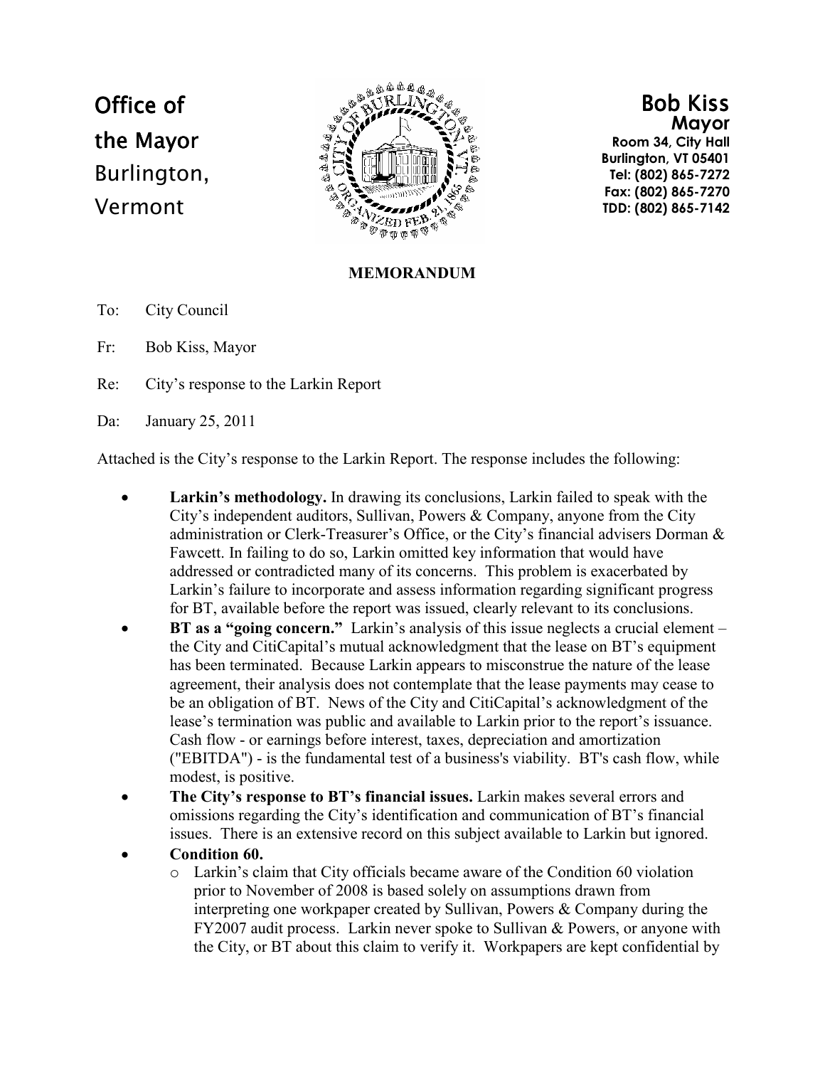Office of the Mayor
Burlington, Vermont

**Bob Kiss**
**Mayor**
Room 34, City Hall
Burlington, VT 05401
Tel: (802) 865-7272
Fax: (802) 865-7270
TDD: (802) 865-7142

## MEMORANDUM

To: City Council

Fr: Bob Kiss, Mayor

Re: City's response to the Larkin Report

Da: January 25, 2011

Attached is the City's response to the Larkin Report. The response includes the following:

- **Larkin's methodology.** In drawing its conclusions, Larkin failed to speak with the City's independent auditors, Sullivan, Powers & Company, anyone from the City administration or Clerk-Treasurer's Office, or the City's financial advisers Dorman & Fawcett. In failing to do so, Larkin omitted key information that would have addressed or contradicted many of its concerns. This problem is exacerbated by Larkin's failure to incorporate and assess information regarding significant progress for BT, available before the report was issued, clearly relevant to its conclusions.
- **BT as a "going concern."** Larkin's analysis of this issue neglects a crucial element – the City and CitiCapital's mutual acknowledgment that the lease on BT's equipment has been terminated. Because Larkin appears to misconstrue the nature of the lease agreement, their analysis does not contemplate that the lease payments may cease to be an obligation of BT. News of the City and CitiCapital's acknowledgment of the lease's termination was public and available to Larkin prior to the report's issuance. Cash flow - or earnings before interest, taxes, depreciation and amortization ("EBITDA") - is the fundamental test of a business's viability. BT's cash flow, while modest, is positive.
- **The City's response to BT's financial issues.** Larkin makes several errors and omissions regarding the City's identification and communication of BT's financial issues. There is an extensive record on this subject available to Larkin but ignored.
- **Condition 60.**
  - Larkin's claim that City officials became aware of the Condition 60 violation prior to November of 2008 is based solely on assumptions drawn from interpreting one workpaper created by Sullivan, Powers & Company during the FY2007 audit process. Larkin never spoke to Sullivan & Powers, or anyone with the City, or BT about this claim to verify it. Workpapers are kept confidential by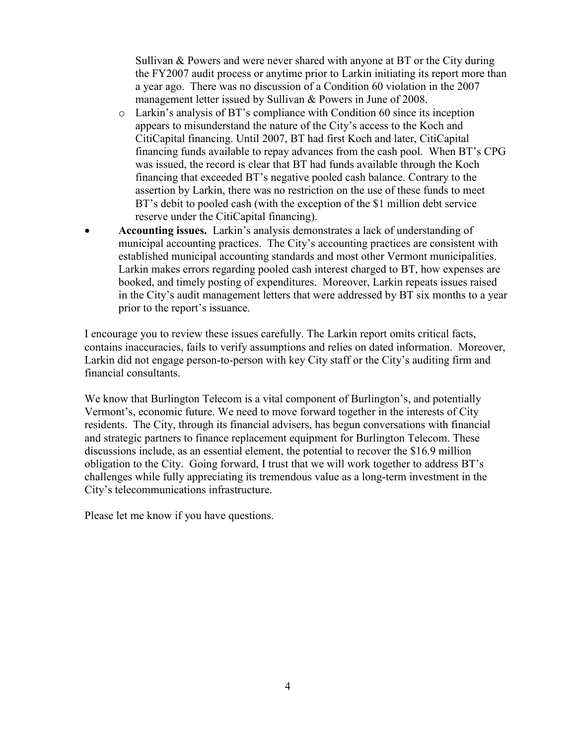Sullivan & Powers and were never shared with anyone at BT or the City during the FY2007 audit process or anytime prior to Larkin initiating its report more than a year ago. There was no discussion of a Condition 60 violation in the 2007 management letter issued by Sullivan & Powers in June of 2008.

  - Larkin's analysis of BT's compliance with Condition 60 since its inception appears to misunderstand the nature of the City's access to the Koch and CitiCapital financing. Until 2007, BT had first Koch and later, CitiCapital financing funds available to repay advances from the cash pool. When BT's CPG was issued, the record is clear that BT had funds available through the Koch financing that exceeded BT's negative pooled cash balance. Contrary to the assertion by Larkin, there was no restriction on the use of these funds to meet BT's debit to pooled cash (with the exception of the $1 million debt service reserve under the CitiCapital financing).

- **Accounting issues.** Larkin's analysis demonstrates a lack of understanding of municipal accounting practices. The City's accounting practices are consistent with established municipal accounting standards and most other Vermont municipalities. Larkin makes errors regarding pooled cash interest charged to BT, how expenses are booked, and timely posting of expenditures. Moreover, Larkin repeats issues raised in the City's audit management letters that were addressed by BT six months to a year prior to the report's issuance.

I encourage you to review these issues carefully. The Larkin report omits critical facts, contains inaccuracies, fails to verify assumptions and relies on dated information. Moreover, Larkin did not engage person-to-person with key City staff or the City's auditing firm and financial consultants.

We know that Burlington Telecom is a vital component of Burlington's, and potentially Vermont's, economic future. We need to move forward together in the interests of City residents. The City, through its financial advisers, has begun conversations with financial and strategic partners to finance replacement equipment for Burlington Telecom. These discussions include, as an essential element, the potential to recover the $16.9 million obligation to the City. Going forward, I trust that we will work together to address BT's challenges while fully appreciating its tremendous value as a long-term investment in the City's telecommunications infrastructure.

Please let me know if you have questions.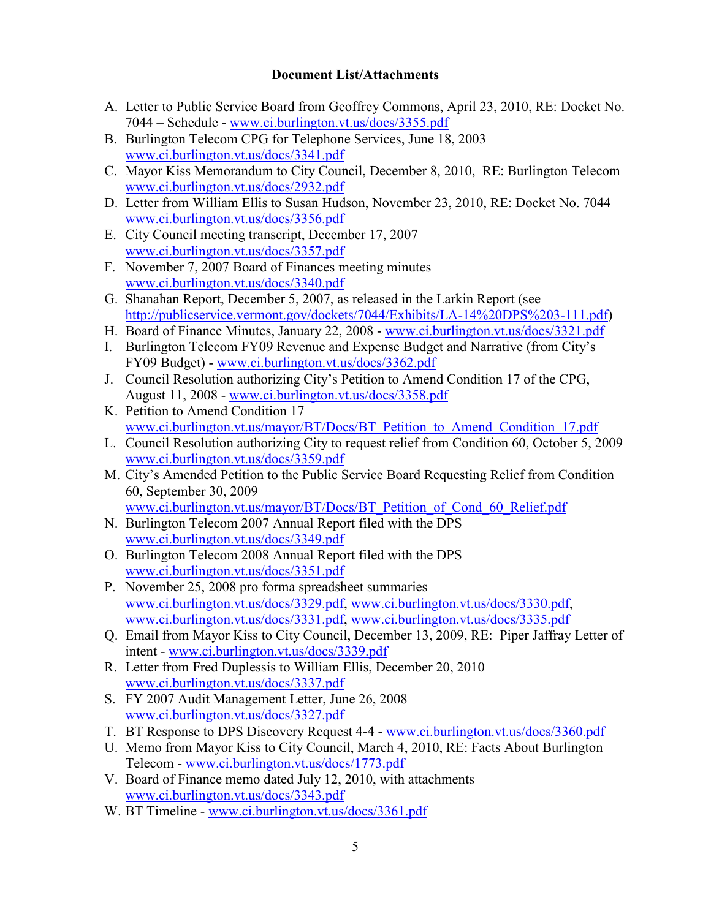**Document List/Attachments**

A. Letter to Public Service Board from Geoffrey Commons, April 23, 2010, RE: Docket No. 7044 – Schedule - www.ci.burlington.vt.us/docs/3355.pdf
B. Burlington Telecom CPG for Telephone Services, June 18, 2003 www.ci.burlington.vt.us/docs/3341.pdf
C. Mayor Kiss Memorandum to City Council, December 8, 2010, RE: Burlington Telecom www.ci.burlington.vt.us/docs/2932.pdf
D. Letter from William Ellis to Susan Hudson, November 23, 2010, RE: Docket No. 7044 www.ci.burlington.vt.us/docs/3356.pdf
E. City Council meeting transcript, December 17, 2007 www.ci.burlington.vt.us/docs/3357.pdf
F. November 7, 2007 Board of Finances meeting minutes www.ci.burlington.vt.us/docs/3340.pdf
G. Shanahan Report, December 5, 2007, as released in the Larkin Report (see http://publicservice.vermont.gov/dockets/7044/Exhibits/LA-14%20DPS%203-111.pdf)
H. Board of Finance Minutes, January 22, 2008 - www.ci.burlington.vt.us/docs/3321.pdf
I. Burlington Telecom FY09 Revenue and Expense Budget and Narrative (from City's FY09 Budget) - www.ci.burlington.vt.us/docs/3362.pdf
J. Council Resolution authorizing City's Petition to Amend Condition 17 of the CPG, August 11, 2008 - www.ci.burlington.vt.us/docs/3358.pdf
K. Petition to Amend Condition 17 www.ci.burlington.vt.us/mayor/BT/Docs/BT_Petition_to_Amend_Condition_17.pdf
L. Council Resolution authorizing City to request relief from Condition 60, October 5, 2009 www.ci.burlington.vt.us/docs/3359.pdf
M. City's Amended Petition to the Public Service Board Requesting Relief from Condition 60, September 30, 2009 www.ci.burlington.vt.us/mayor/BT/Docs/BT_Petition_of_Cond_60_Relief.pdf
N. Burlington Telecom 2007 Annual Report filed with the DPS www.ci.burlington.vt.us/docs/3349.pdf
O. Burlington Telecom 2008 Annual Report filed with the DPS www.ci.burlington.vt.us/docs/3351.pdf
P. November 25, 2008 pro forma spreadsheet summaries www.ci.burlington.vt.us/docs/3329.pdf, www.ci.burlington.vt.us/docs/3330.pdf, www.ci.burlington.vt.us/docs/3331.pdf, www.ci.burlington.vt.us/docs/3335.pdf
Q. Email from Mayor Kiss to City Council, December 13, 2009, RE: Piper Jaffray Letter of intent - www.ci.burlington.vt.us/docs/3339.pdf
R. Letter from Fred Duplessis to William Ellis, December 20, 2010 www.ci.burlington.vt.us/docs/3337.pdf
S. FY 2007 Audit Management Letter, June 26, 2008 www.ci.burlington.vt.us/docs/3327.pdf
T. BT Response to DPS Discovery Request 4-4 - www.ci.burlington.vt.us/docs/3360.pdf
U. Memo from Mayor Kiss to City Council, March 4, 2010, RE: Facts About Burlington Telecom - www.ci.burlington.vt.us/docs/1773.pdf
V. Board of Finance memo dated July 12, 2010, with attachments www.ci.burlington.vt.us/docs/3343.pdf
W. BT Timeline - www.ci.burlington.vt.us/docs/3361.pdf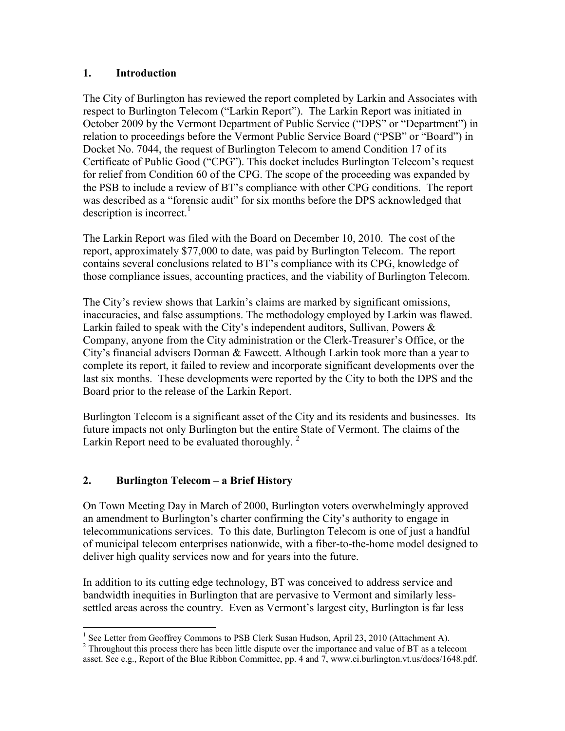## 1. Introduction

The City of Burlington has reviewed the report completed by Larkin and Associates with respect to Burlington Telecom ("Larkin Report"). The Larkin Report was initiated in October 2009 by the Vermont Department of Public Service ("DPS" or "Department") in relation to proceedings before the Vermont Public Service Board ("PSB" or "Board") in Docket No. 7044, the request of Burlington Telecom to amend Condition 17 of its Certificate of Public Good ("CPG"). This docket includes Burlington Telecom's request for relief from Condition 60 of the CPG. The scope of the proceeding was expanded by the PSB to include a review of BT's compliance with other CPG conditions. The report was described as a "forensic audit" for six months before the DPS acknowledged that description is incorrect.[1]

The Larkin Report was filed with the Board on December 10, 2010. The cost of the report, approximately $77,000 to date, was paid by Burlington Telecom. The report contains several conclusions related to BT's compliance with its CPG, knowledge of those compliance issues, accounting practices, and the viability of Burlington Telecom.

The City's review shows that Larkin's claims are marked by significant omissions, inaccuracies, and false assumptions. The methodology employed by Larkin was flawed. Larkin failed to speak with the City's independent auditors, Sullivan, Powers & Company, anyone from the City administration or the Clerk-Treasurer's Office, or the City's financial advisers Dorman & Fawcett. Although Larkin took more than a year to complete its report, it failed to review and incorporate significant developments over the last six months. These developments were reported by the City to both the DPS and the Board prior to the release of the Larkin Report.

Burlington Telecom is a significant asset of the City and its residents and businesses. Its future impacts not only Burlington but the entire State of Vermont. The claims of the Larkin Report need to be evaluated thoroughly.[2]

## 2. Burlington Telecom – a Brief History

On Town Meeting Day in March of 2000, Burlington voters overwhelmingly approved an amendment to Burlington's charter confirming the City's authority to engage in telecommunications services. To this date, Burlington Telecom is one of just a handful of municipal telecom enterprises nationwide, with a fiber-to-the-home model designed to deliver high quality services now and for years into the future.

In addition to its cutting edge technology, BT was conceived to address service and bandwidth inequities in Burlington that are pervasive to Vermont and similarly less-settled areas across the country. Even as Vermont's largest city, Burlington is far less

---

[1] See Letter from Geoffrey Commons to PSB Clerk Susan Hudson, April 23, 2010 (Attachment A).

[2] Throughout this process there has been little dispute over the importance and value of BT as a telecom asset. See e.g., Report of the Blue Ribbon Committee, pp. 4 and 7, www.ci.burlington.vt.us/docs/1648.pdf.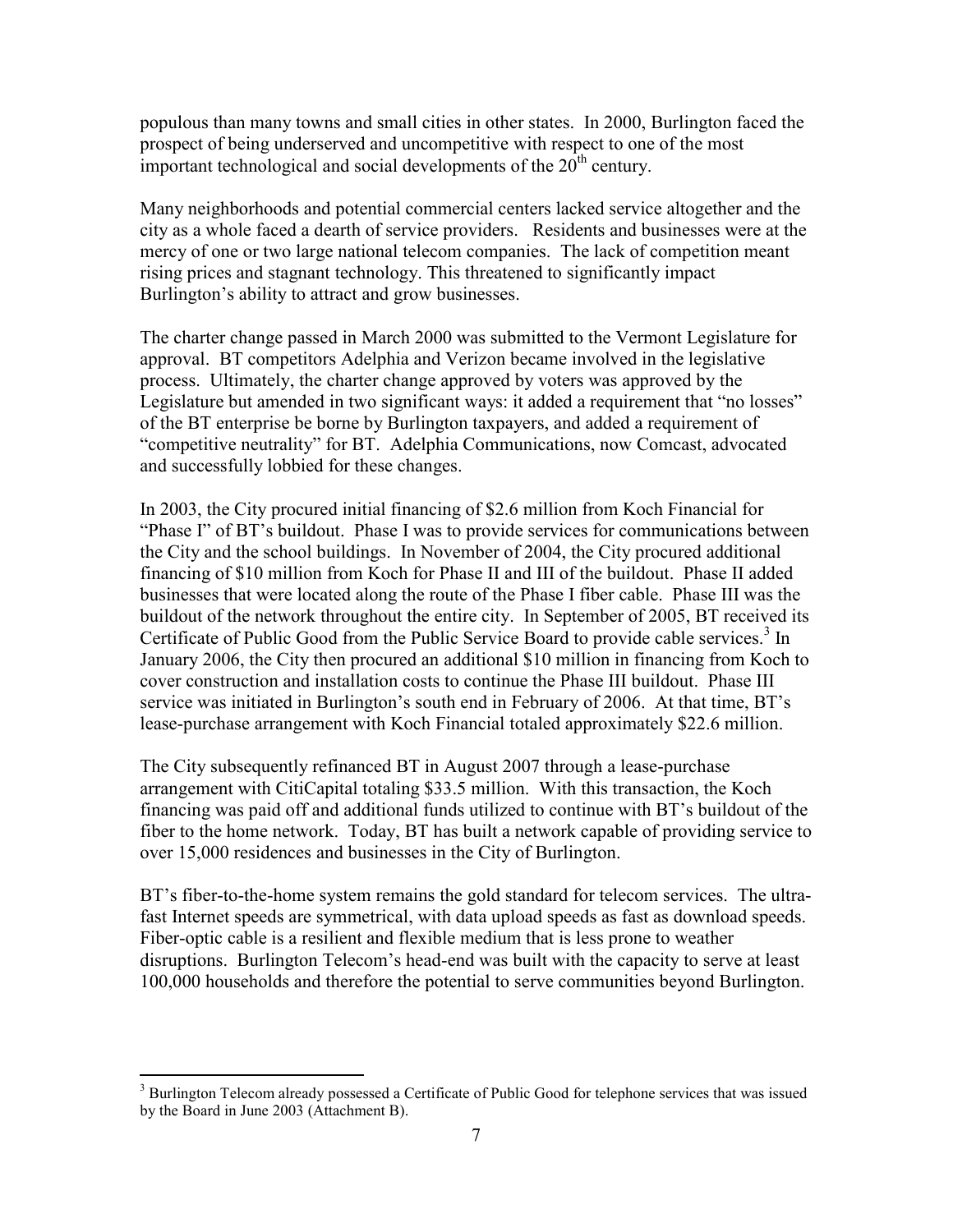populous than many towns and small cities in other states. In 2000, Burlington faced the prospect of being underserved and uncompetitive with respect to one of the most important technological and social developments of the 20th century.

Many neighborhoods and potential commercial centers lacked service altogether and the city as a whole faced a dearth of service providers. Residents and businesses were at the mercy of one or two large national telecom companies. The lack of competition meant rising prices and stagnant technology. This threatened to significantly impact Burlington's ability to attract and grow businesses.

The charter change passed in March 2000 was submitted to the Vermont Legislature for approval. BT competitors Adelphia and Verizon became involved in the legislative process. Ultimately, the charter change approved by voters was approved by the Legislature but amended in two significant ways: it added a requirement that "no losses" of the BT enterprise be borne by Burlington taxpayers, and added a requirement of "competitive neutrality" for BT. Adelphia Communications, now Comcast, advocated and successfully lobbied for these changes.

In 2003, the City procured initial financing of $2.6 million from Koch Financial for "Phase I" of BT's buildout. Phase I was to provide services for communications between the City and the school buildings. In November of 2004, the City procured additional financing of $10 million from Koch for Phase II and III of the buildout. Phase II added businesses that were located along the route of the Phase I fiber cable. Phase III was the buildout of the network throughout the entire city. In September of 2005, BT received its Certificate of Public Good from the Public Service Board to provide cable services.[3] In January 2006, the City then procured an additional $10 million in financing from Koch to cover construction and installation costs to continue the Phase III buildout. Phase III service was initiated in Burlington's south end in February of 2006. At that time, BT's lease-purchase arrangement with Koch Financial totaled approximately $22.6 million.

The City subsequently refinanced BT in August 2007 through a lease-purchase arrangement with CitiCapital totaling $33.5 million. With this transaction, the Koch financing was paid off and additional funds utilized to continue with BT's buildout of the fiber to the home network. Today, BT has built a network capable of providing service to over 15,000 residences and businesses in the City of Burlington.

BT's fiber-to-the-home system remains the gold standard for telecom services. The ultra-fast Internet speeds are symmetrical, with data upload speeds as fast as download speeds. Fiber-optic cable is a resilient and flexible medium that is less prone to weather disruptions. Burlington Telecom's head-end was built with the capacity to serve at least 100,000 households and therefore the potential to serve communities beyond Burlington.

---

[3] Burlington Telecom already possessed a Certificate of Public Good for telephone services that was issued by the Board in June 2003 (Attachment B).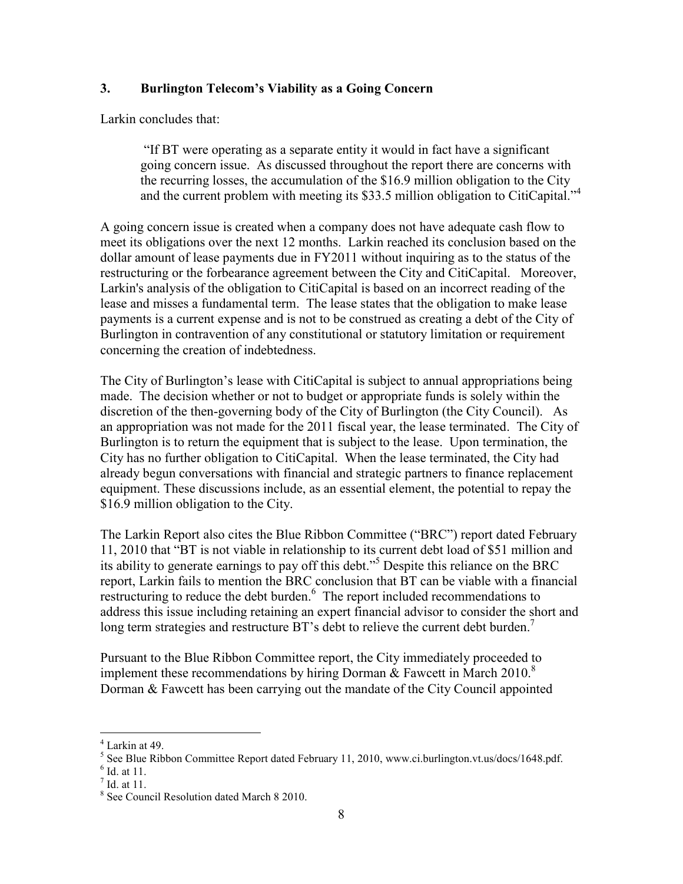## 3. Burlington Telecom's Viability as a Going Concern

Larkin concludes that:

> "If BT were operating as a separate entity it would in fact have a significant going concern issue. As discussed throughout the report there are concerns with the recurring losses, the accumulation of the $16.9 million obligation to the City and the current problem with meeting its $33.5 million obligation to CitiCapital."[4]

A going concern issue is created when a company does not have adequate cash flow to meet its obligations over the next 12 months. Larkin reached its conclusion based on the dollar amount of lease payments due in FY2011 without inquiring as to the status of the restructuring or the forbearance agreement between the City and CitiCapital. Moreover, Larkin's analysis of the obligation to CitiCapital is based on an incorrect reading of the lease and misses a fundamental term. The lease states that the obligation to make lease payments is a current expense and is not to be construed as creating a debt of the City of Burlington in contravention of any constitutional or statutory limitation or requirement concerning the creation of indebtedness.

The City of Burlington's lease with CitiCapital is subject to annual appropriations being made. The decision whether or not to budget or appropriate funds is solely within the discretion of the then-governing body of the City of Burlington (the City Council). As an appropriation was not made for the 2011 fiscal year, the lease terminated. The City of Burlington is to return the equipment that is subject to the lease. Upon termination, the City has no further obligation to CitiCapital. When the lease terminated, the City had already begun conversations with financial and strategic partners to finance replacement equipment. These discussions include, as an essential element, the potential to repay the $16.9 million obligation to the City.

The Larkin Report also cites the Blue Ribbon Committee ("BRC") report dated February 11, 2010 that "BT is not viable in relationship to its current debt load of $51 million and its ability to generate earnings to pay off this debt."[5] Despite this reliance on the BRC report, Larkin fails to mention the BRC conclusion that BT can be viable with a financial restructuring to reduce the debt burden.[6] The report included recommendations to address this issue including retaining an expert financial advisor to consider the short and long term strategies and restructure BT's debt to relieve the current debt burden.[7]

Pursuant to the Blue Ribbon Committee report, the City immediately proceeded to implement these recommendations by hiring Dorman & Fawcett in March 2010.[8] Dorman & Fawcett has been carrying out the mandate of the City Council appointed

---

[4] Larkin at 49.

[5] See Blue Ribbon Committee Report dated February 11, 2010, www.ci.burlington.vt.us/docs/1648.pdf.

[6] Id. at 11.

[7] Id. at 11.

[8] See Council Resolution dated March 8 2010.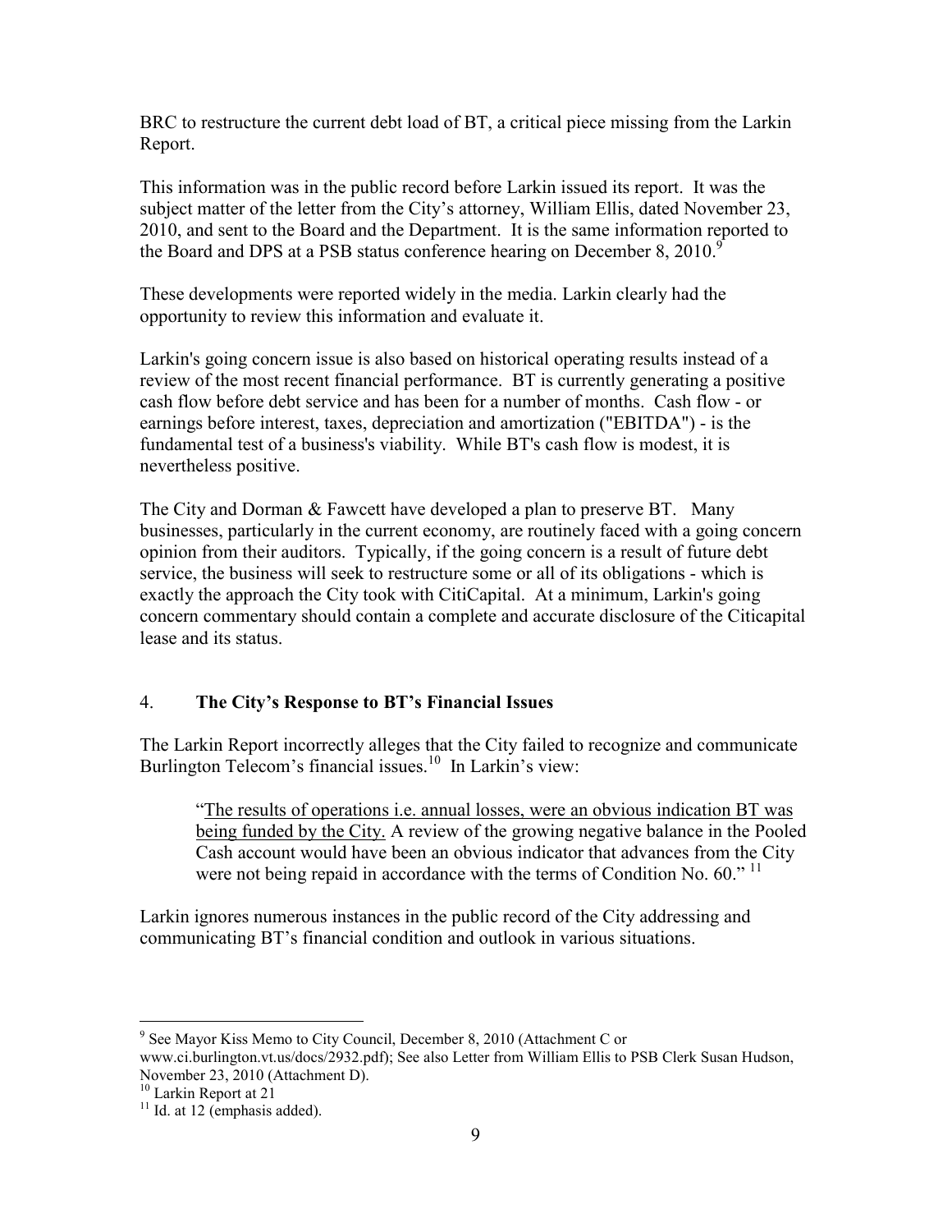BRC to restructure the current debt load of BT, a critical piece missing from the Larkin Report.

This information was in the public record before Larkin issued its report. It was the subject matter of the letter from the City's attorney, William Ellis, dated November 23, 2010, and sent to the Board and the Department. It is the same information reported to the Board and DPS at a PSB status conference hearing on December 8, 2010.[9]

These developments were reported widely in the media. Larkin clearly had the opportunity to review this information and evaluate it.

Larkin's going concern issue is also based on historical operating results instead of a review of the most recent financial performance. BT is currently generating a positive cash flow before debt service and has been for a number of months. Cash flow - or earnings before interest, taxes, depreciation and amortization ("EBITDA") - is the fundamental test of a business's viability. While BT's cash flow is modest, it is nevertheless positive.

The City and Dorman & Fawcett have developed a plan to preserve BT. Many businesses, particularly in the current economy, are routinely faced with a going concern opinion from their auditors. Typically, if the going concern is a result of future debt service, the business will seek to restructure some or all of its obligations - which is exactly the approach the City took with CitiCapital. At a minimum, Larkin's going concern commentary should contain a complete and accurate disclosure of the Citicapital lease and its status.

## 4. **The City's Response to BT's Financial Issues**

The Larkin Report incorrectly alleges that the City failed to recognize and communicate Burlington Telecom's financial issues.[10] In Larkin's view:

> "The results of operations i.e. annual losses, were an obvious indication BT was being funded by the City. A review of the growing negative balance in the Pooled Cash account would have been an obvious indicator that advances from the City were not being repaid in accordance with the terms of Condition No. 60." [11]

Larkin ignores numerous instances in the public record of the City addressing and communicating BT's financial condition and outlook in various situations.

---

[9] See Mayor Kiss Memo to City Council, December 8, 2010 (Attachment C or www.ci.burlington.vt.us/docs/2932.pdf); See also Letter from William Ellis to PSB Clerk Susan Hudson, November 23, 2010 (Attachment D).

[10] Larkin Report at 21

[11] Id. at 12 (emphasis added).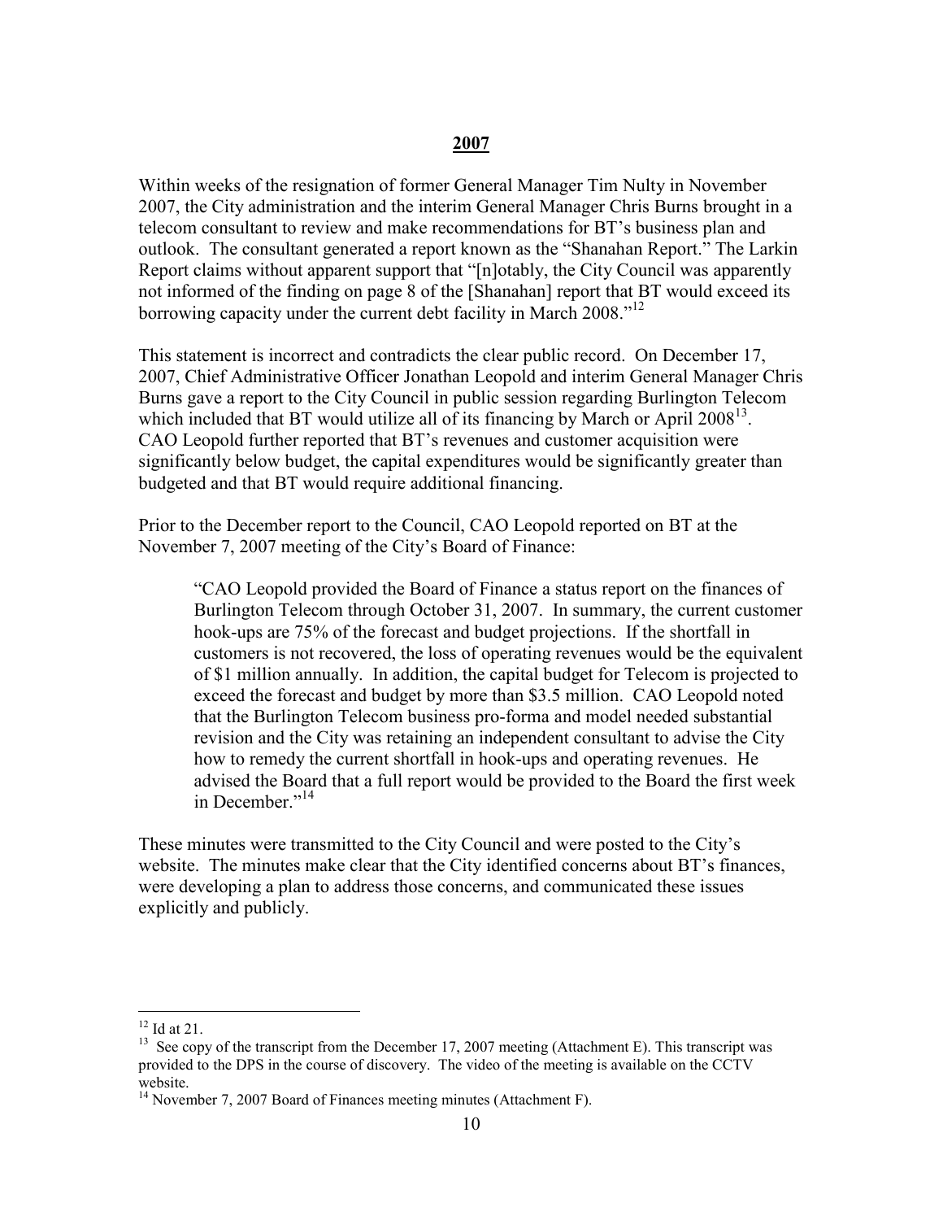## 2007

Within weeks of the resignation of former General Manager Tim Nulty in November 2007, the City administration and the interim General Manager Chris Burns brought in a telecom consultant to review and make recommendations for BT's business plan and outlook. The consultant generated a report known as the "Shanahan Report." The Larkin Report claims without apparent support that "[n]otably, the City Council was apparently not informed of the finding on page 8 of the [Shanahan] report that BT would exceed its borrowing capacity under the current debt facility in March 2008."[12]

This statement is incorrect and contradicts the clear public record. On December 17, 2007, Chief Administrative Officer Jonathan Leopold and interim General Manager Chris Burns gave a report to the City Council in public session regarding Burlington Telecom which included that BT would utilize all of its financing by March or April 2008[13]. CAO Leopold further reported that BT's revenues and customer acquisition were significantly below budget, the capital expenditures would be significantly greater than budgeted and that BT would require additional financing.

Prior to the December report to the Council, CAO Leopold reported on BT at the November 7, 2007 meeting of the City's Board of Finance:

> "CAO Leopold provided the Board of Finance a status report on the finances of Burlington Telecom through October 31, 2007. In summary, the current customer hook-ups are 75% of the forecast and budget projections. If the shortfall in customers is not recovered, the loss of operating revenues would be the equivalent of $1 million annually. In addition, the capital budget for Telecom is projected to exceed the forecast and budget by more than $3.5 million. CAO Leopold noted that the Burlington Telecom business pro-forma and model needed substantial revision and the City was retaining an independent consultant to advise the City how to remedy the current shortfall in hook-ups and operating revenues. He advised the Board that a full report would be provided to the Board the first week in December."[14]

These minutes were transmitted to the City Council and were posted to the City's website. The minutes make clear that the City identified concerns about BT's finances, were developing a plan to address those concerns, and communicated these issues explicitly and publicly.

---

[12] Id at 21.

[13] See copy of the transcript from the December 17, 2007 meeting (Attachment E). This transcript was provided to the DPS in the course of discovery. The video of the meeting is available on the CCTV website.

[14] November 7, 2007 Board of Finances meeting minutes (Attachment F).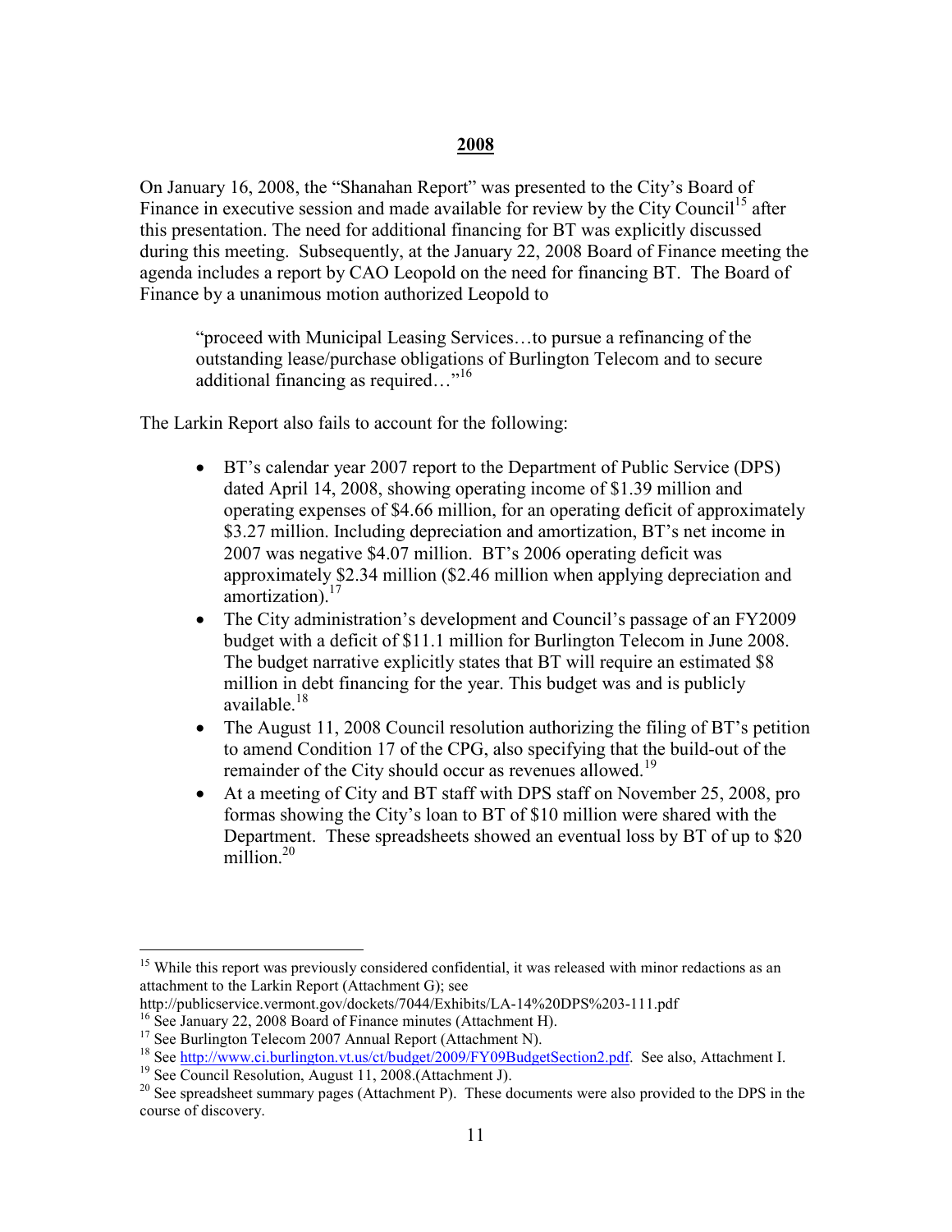## 2008

On January 16, 2008, the "Shanahan Report" was presented to the City's Board of Finance in executive session and made available for review by the City Council[15] after this presentation. The need for additional financing for BT was explicitly discussed during this meeting. Subsequently, at the January 22, 2008 Board of Finance meeting the agenda includes a report by CAO Leopold on the need for financing BT. The Board of Finance by a unanimous motion authorized Leopold to

> "proceed with Municipal Leasing Services…to pursue a refinancing of the outstanding lease/purchase obligations of Burlington Telecom and to secure additional financing as required…"[16]

The Larkin Report also fails to account for the following:

- BT's calendar year 2007 report to the Department of Public Service (DPS) dated April 14, 2008, showing operating income of $1.39 million and operating expenses of $4.66 million, for an operating deficit of approximately $3.27 million. Including depreciation and amortization, BT's net income in 2007 was negative $4.07 million. BT's 2006 operating deficit was approximately $2.34 million ($2.46 million when applying depreciation and amortization).[17]
- The City administration's development and Council's passage of an FY2009 budget with a deficit of $11.1 million for Burlington Telecom in June 2008. The budget narrative explicitly states that BT will require an estimated $8 million in debt financing for the year. This budget was and is publicly available.[18]
- The August 11, 2008 Council resolution authorizing the filing of BT's petition to amend Condition 17 of the CPG, also specifying that the build-out of the remainder of the City should occur as revenues allowed.[19]
- At a meeting of City and BT staff with DPS staff on November 25, 2008, pro formas showing the City's loan to BT of $10 million were shared with the Department. These spreadsheets showed an eventual loss by BT of up to $20 million.[20]

---

[15] While this report was previously considered confidential, it was released with minor redactions as an attachment to the Larkin Report (Attachment G); see http://publicservice.vermont.gov/dockets/7044/Exhibits/LA-14%20DPS%203-111.pdf

[16] See January 22, 2008 Board of Finance minutes (Attachment H).

[17] See Burlington Telecom 2007 Annual Report (Attachment N).

[18] See http://www.ci.burlington.vt.us/ct/budget/2009/FY09BudgetSection2.pdf. See also, Attachment I.

[19] See Council Resolution, August 11, 2008.(Attachment J).

[20] See spreadsheet summary pages (Attachment P). These documents were also provided to the DPS in the course of discovery.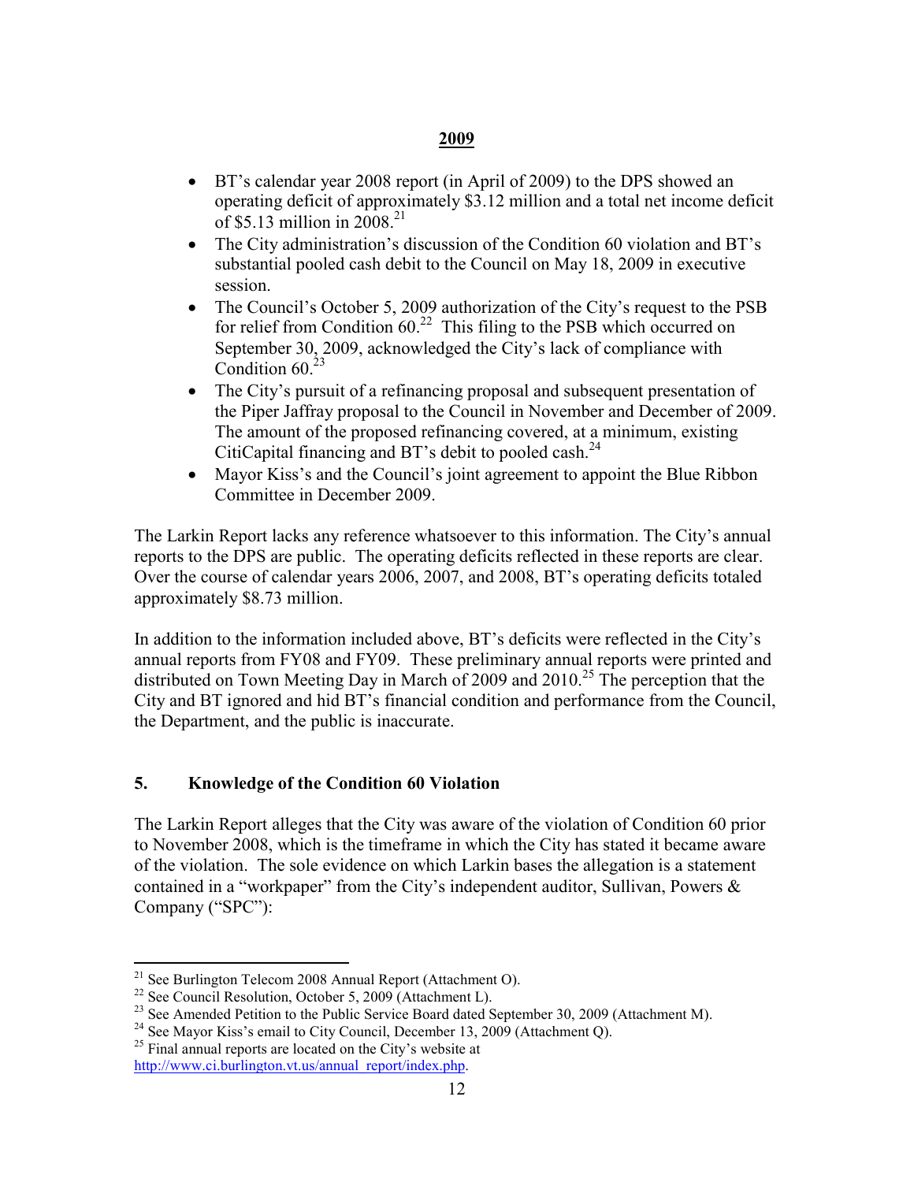**2009**

- BT's calendar year 2008 report (in April of 2009) to the DPS showed an operating deficit of approximately $3.12 million and a total net income deficit of $5.13 million in 2008.[21]
- The City administration's discussion of the Condition 60 violation and BT's substantial pooled cash debit to the Council on May 18, 2009 in executive session.
- The Council's October 5, 2009 authorization of the City's request to the PSB for relief from Condition 60.[22] This filing to the PSB which occurred on September 30, 2009, acknowledged the City's lack of compliance with Condition 60.[23]
- The City's pursuit of a refinancing proposal and subsequent presentation of the Piper Jaffray proposal to the Council in November and December of 2009. The amount of the proposed refinancing covered, at a minimum, existing CitiCapital financing and BT's debit to pooled cash.[24]
- Mayor Kiss's and the Council's joint agreement to appoint the Blue Ribbon Committee in December 2009.

The Larkin Report lacks any reference whatsoever to this information. The City's annual reports to the DPS are public. The operating deficits reflected in these reports are clear. Over the course of calendar years 2006, 2007, and 2008, BT's operating deficits totaled approximately $8.73 million.

In addition to the information included above, BT's deficits were reflected in the City's annual reports from FY08 and FY09. These preliminary annual reports were printed and distributed on Town Meeting Day in March of 2009 and 2010.[25] The perception that the City and BT ignored and hid BT's financial condition and performance from the Council, the Department, and the public is inaccurate.

## 5. Knowledge of the Condition 60 Violation

The Larkin Report alleges that the City was aware of the violation of Condition 60 prior to November 2008, which is the timeframe in which the City has stated it became aware of the violation. The sole evidence on which Larkin bases the allegation is a statement contained in a "workpaper" from the City's independent auditor, Sullivan, Powers & Company ("SPC"):

---

[21] See Burlington Telecom 2008 Annual Report (Attachment O).

[22] See Council Resolution, October 5, 2009 (Attachment L).

[23] See Amended Petition to the Public Service Board dated September 30, 2009 (Attachment M).

[24] See Mayor Kiss's email to City Council, December 13, 2009 (Attachment Q).

[25] Final annual reports are located on the City's website at http://www.ci.burlington.vt.us/annual_report/index.php.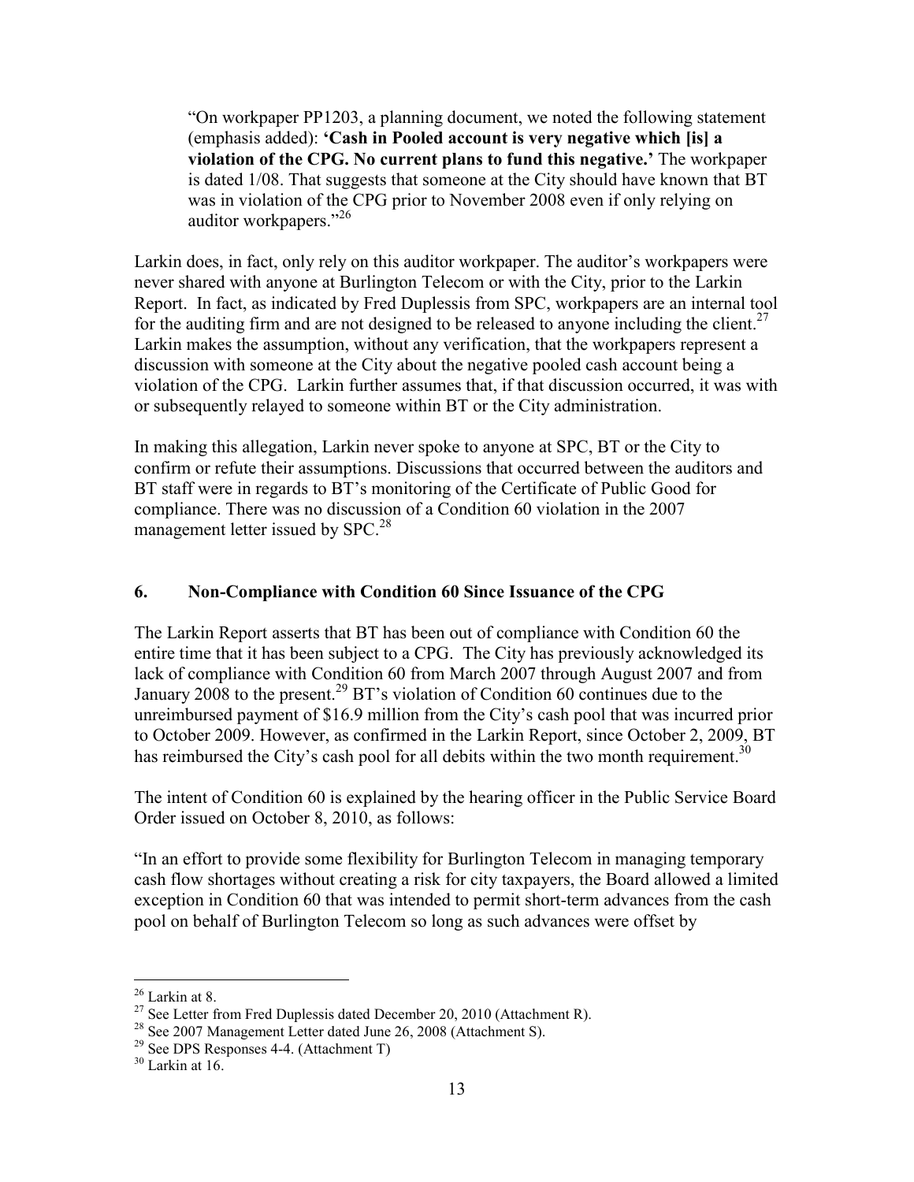> "On workpaper PP1203, a planning document, we noted the following statement (emphasis added): **'Cash in Pooled account is very negative which [is] a violation of the CPG. No current plans to fund this negative.'** The workpaper is dated 1/08. That suggests that someone at the City should have known that BT was in violation of the CPG prior to November 2008 even if only relying on auditor workpapers."[26]

Larkin does, in fact, only rely on this auditor workpaper. The auditor's workpapers were never shared with anyone at Burlington Telecom or with the City, prior to the Larkin Report. In fact, as indicated by Fred Duplessis from SPC, workpapers are an internal tool for the auditing firm and are not designed to be released to anyone including the client.[27] Larkin makes the assumption, without any verification, that the workpapers represent a discussion with someone at the City about the negative pooled cash account being a violation of the CPG. Larkin further assumes that, if that discussion occurred, it was with or subsequently relayed to someone within BT or the City administration.

In making this allegation, Larkin never spoke to anyone at SPC, BT or the City to confirm or refute their assumptions. Discussions that occurred between the auditors and BT staff were in regards to BT's monitoring of the Certificate of Public Good for compliance. There was no discussion of a Condition 60 violation in the 2007 management letter issued by SPC.[28]

## 6. Non-Compliance with Condition 60 Since Issuance of the CPG

The Larkin Report asserts that BT has been out of compliance with Condition 60 the entire time that it has been subject to a CPG. The City has previously acknowledged its lack of compliance with Condition 60 from March 2007 through August 2007 and from January 2008 to the present.[29] BT's violation of Condition 60 continues due to the unreimbursed payment of $16.9 million from the City's cash pool that was incurred prior to October 2009. However, as confirmed in the Larkin Report, since October 2, 2009, BT has reimbursed the City's cash pool for all debits within the two month requirement.[30]

The intent of Condition 60 is explained by the hearing officer in the Public Service Board Order issued on October 8, 2010, as follows:

"In an effort to provide some flexibility for Burlington Telecom in managing temporary cash flow shortages without creating a risk for city taxpayers, the Board allowed a limited exception in Condition 60 that was intended to permit short-term advances from the cash pool on behalf of Burlington Telecom so long as such advances were offset by

---

[26] Larkin at 8.

[27] See Letter from Fred Duplessis dated December 20, 2010 (Attachment R).

[28] See 2007 Management Letter dated June 26, 2008 (Attachment S).

[29] See DPS Responses 4-4. (Attachment T)

[30] Larkin at 16.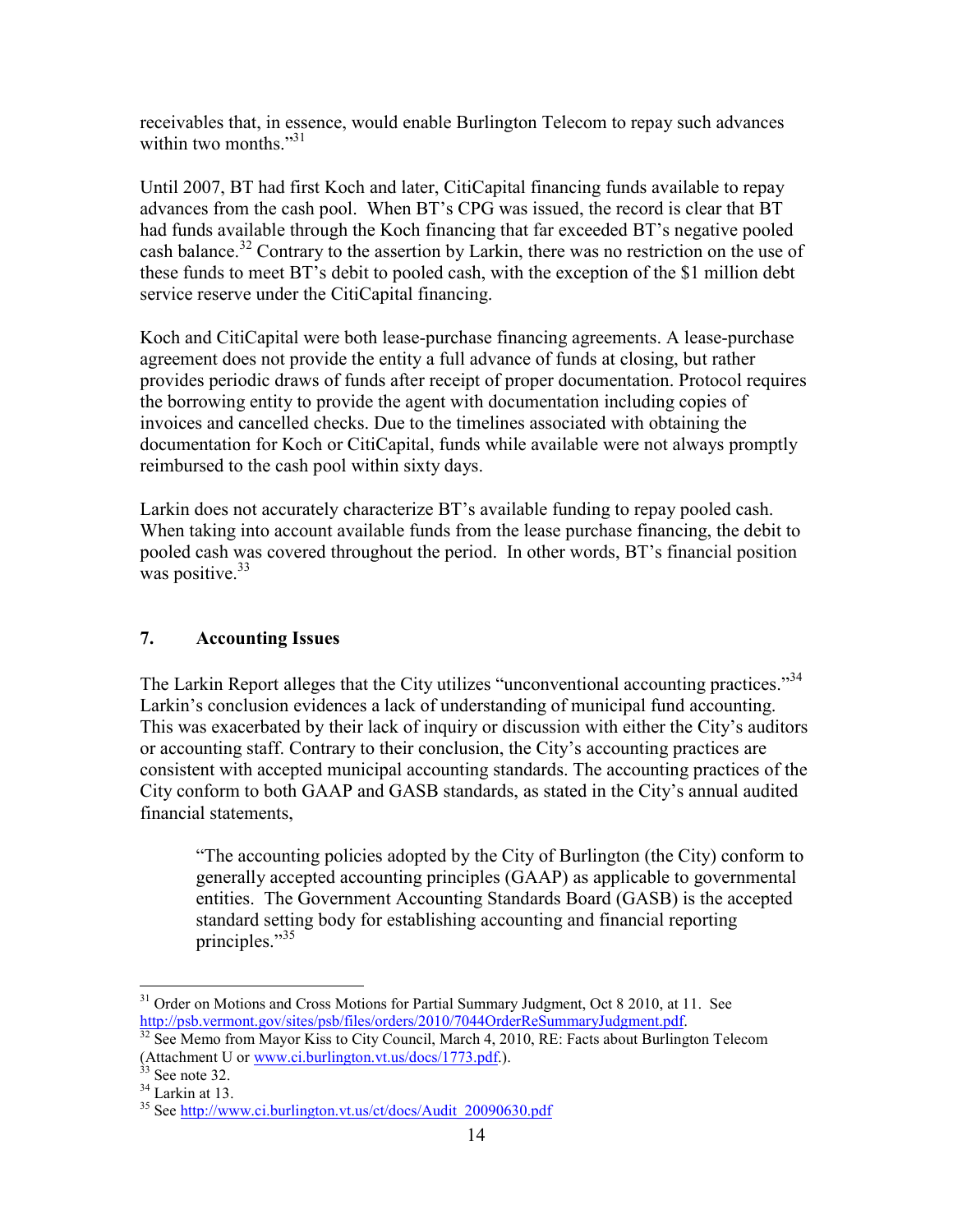receivables that, in essence, would enable Burlington Telecom to repay such advances within two months."[31]

Until 2007, BT had first Koch and later, CitiCapital financing funds available to repay advances from the cash pool. When BT's CPG was issued, the record is clear that BT had funds available through the Koch financing that far exceeded BT's negative pooled cash balance.[32] Contrary to the assertion by Larkin, there was no restriction on the use of these funds to meet BT's debit to pooled cash, with the exception of the $1 million debt service reserve under the CitiCapital financing.

Koch and CitiCapital were both lease-purchase financing agreements. A lease-purchase agreement does not provide the entity a full advance of funds at closing, but rather provides periodic draws of funds after receipt of proper documentation. Protocol requires the borrowing entity to provide the agent with documentation including copies of invoices and cancelled checks. Due to the timelines associated with obtaining the documentation for Koch or CitiCapital, funds while available were not always promptly reimbursed to the cash pool within sixty days.

Larkin does not accurately characterize BT's available funding to repay pooled cash. When taking into account available funds from the lease purchase financing, the debit to pooled cash was covered throughout the period. In other words, BT's financial position was positive.[33]

## 7. Accounting Issues

The Larkin Report alleges that the City utilizes "unconventional accounting practices."[34] Larkin's conclusion evidences a lack of understanding of municipal fund accounting. This was exacerbated by their lack of inquiry or discussion with either the City's auditors or accounting staff. Contrary to their conclusion, the City's accounting practices are consistent with accepted municipal accounting standards. The accounting practices of the City conform to both GAAP and GASB standards, as stated in the City's annual audited financial statements,

> "The accounting policies adopted by the City of Burlington (the City) conform to generally accepted accounting principles (GAAP) as applicable to governmental entities. The Government Accounting Standards Board (GASB) is the accepted standard setting body for establishing accounting and financial reporting principles."[35]

---

[31] Order on Motions and Cross Motions for Partial Summary Judgment, Oct 8 2010, at 11. See http://psb.vermont.gov/sites/psb/files/orders/2010/7044OrderReSummaryJudgment.pdf.

[32] See Memo from Mayor Kiss to City Council, March 4, 2010, RE: Facts about Burlington Telecom (Attachment U or www.ci.burlington.vt.us/docs/1773.pdf.).

[33] See note 32.

[34] Larkin at 13.

[35] See http://www.ci.burlington.vt.us/ct/docs/Audit_20090630.pdf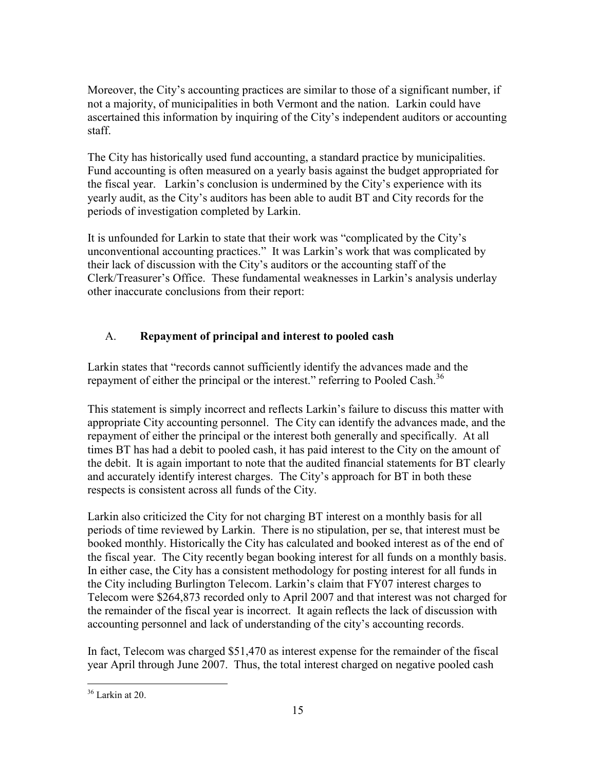Moreover, the City's accounting practices are similar to those of a significant number, if not a majority, of municipalities in both Vermont and the nation. Larkin could have ascertained this information by inquiring of the City's independent auditors or accounting staff.

The City has historically used fund accounting, a standard practice by municipalities. Fund accounting is often measured on a yearly basis against the budget appropriated for the fiscal year. Larkin's conclusion is undermined by the City's experience with its yearly audit, as the City's auditors has been able to audit BT and City records for the periods of investigation completed by Larkin.

It is unfounded for Larkin to state that their work was "complicated by the City's unconventional accounting practices." It was Larkin's work that was complicated by their lack of discussion with the City's auditors or the accounting staff of the Clerk/Treasurer's Office. These fundamental weaknesses in Larkin's analysis underlay other inaccurate conclusions from their report:

## A. Repayment of principal and interest to pooled cash

Larkin states that "records cannot sufficiently identify the advances made and the repayment of either the principal or the interest." referring to Pooled Cash.[36]

This statement is simply incorrect and reflects Larkin's failure to discuss this matter with appropriate City accounting personnel. The City can identify the advances made, and the repayment of either the principal or the interest both generally and specifically. At all times BT has had a debit to pooled cash, it has paid interest to the City on the amount of the debit. It is again important to note that the audited financial statements for BT clearly and accurately identify interest charges. The City's approach for BT in both these respects is consistent across all funds of the City.

Larkin also criticized the City for not charging BT interest on a monthly basis for all periods of time reviewed by Larkin. There is no stipulation, per se, that interest must be booked monthly. Historically the City has calculated and booked interest as of the end of the fiscal year. The City recently began booking interest for all funds on a monthly basis. In either case, the City has a consistent methodology for posting interest for all funds in the City including Burlington Telecom. Larkin's claim that FY07 interest charges to Telecom were $264,873 recorded only to April 2007 and that interest was not charged for the remainder of the fiscal year is incorrect. It again reflects the lack of discussion with accounting personnel and lack of understanding of the city's accounting records.

In fact, Telecom was charged $51,470 as interest expense for the remainder of the fiscal year April through June 2007. Thus, the total interest charged on negative pooled cash

---

[36] Larkin at 20.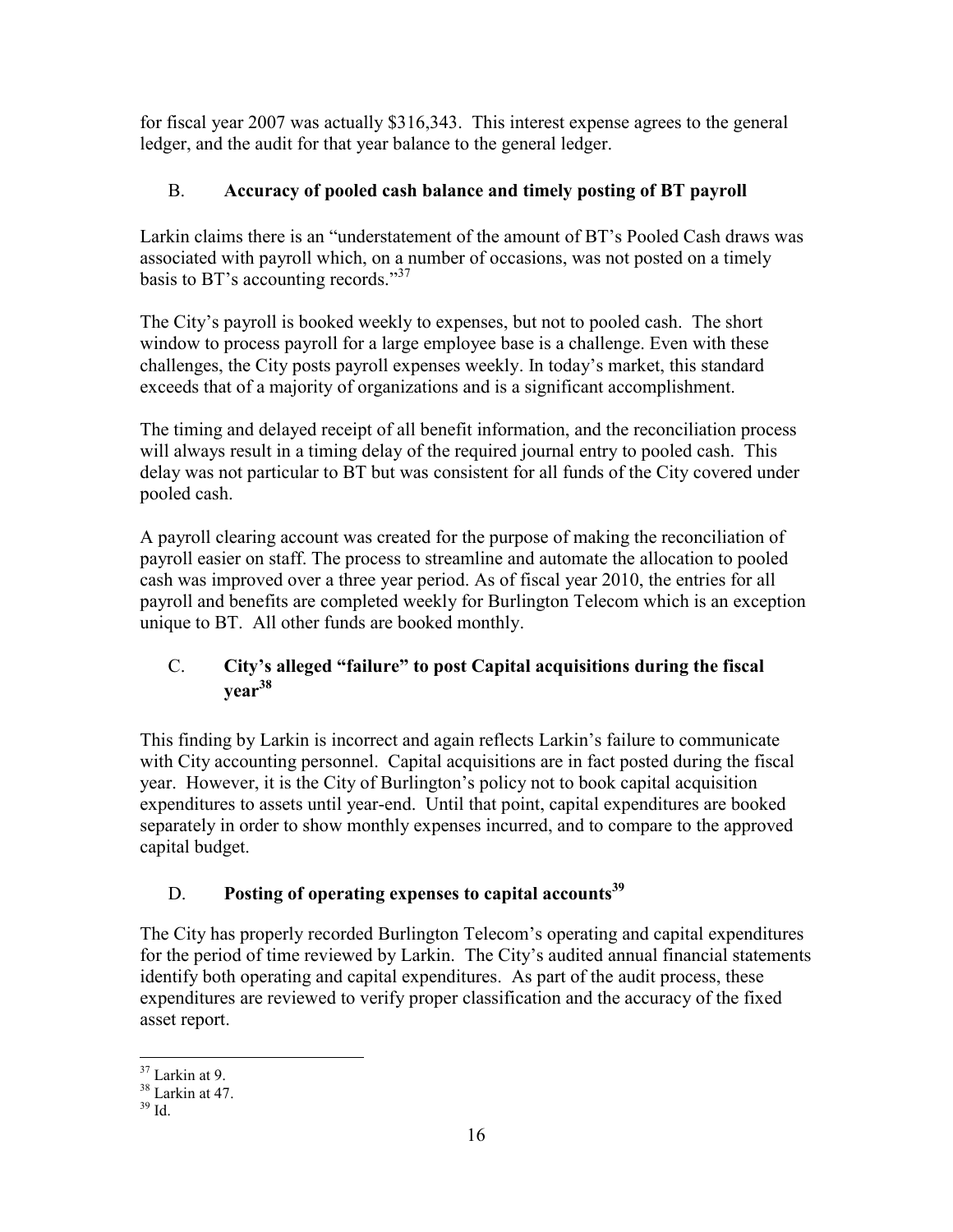for fiscal year 2007 was actually $316,343. This interest expense agrees to the general ledger, and the audit for that year balance to the general ledger.

### B. Accuracy of pooled cash balance and timely posting of BT payroll

Larkin claims there is an "understatement of the amount of BT's Pooled Cash draws was associated with payroll which, on a number of occasions, was not posted on a timely basis to BT's accounting records."[37]

The City's payroll is booked weekly to expenses, but not to pooled cash. The short window to process payroll for a large employee base is a challenge. Even with these challenges, the City posts payroll expenses weekly. In today's market, this standard exceeds that of a majority of organizations and is a significant accomplishment.

The timing and delayed receipt of all benefit information, and the reconciliation process will always result in a timing delay of the required journal entry to pooled cash. This delay was not particular to BT but was consistent for all funds of the City covered under pooled cash.

A payroll clearing account was created for the purpose of making the reconciliation of payroll easier on staff. The process to streamline and automate the allocation to pooled cash was improved over a three year period. As of fiscal year 2010, the entries for all payroll and benefits are completed weekly for Burlington Telecom which is an exception unique to BT. All other funds are booked monthly.

### C. City's alleged "failure" to post Capital acquisitions during the fiscal year[38]

This finding by Larkin is incorrect and again reflects Larkin's failure to communicate with City accounting personnel. Capital acquisitions are in fact posted during the fiscal year. However, it is the City of Burlington's policy not to book capital acquisition expenditures to assets until year-end. Until that point, capital expenditures are booked separately in order to show monthly expenses incurred, and to compare to the approved capital budget.

### D. Posting of operating expenses to capital accounts[39]

The City has properly recorded Burlington Telecom's operating and capital expenditures for the period of time reviewed by Larkin. The City's audited annual financial statements identify both operating and capital expenditures. As part of the audit process, these expenditures are reviewed to verify proper classification and the accuracy of the fixed asset report.

---

[37] Larkin at 9.
[38] Larkin at 47.
[39] Id.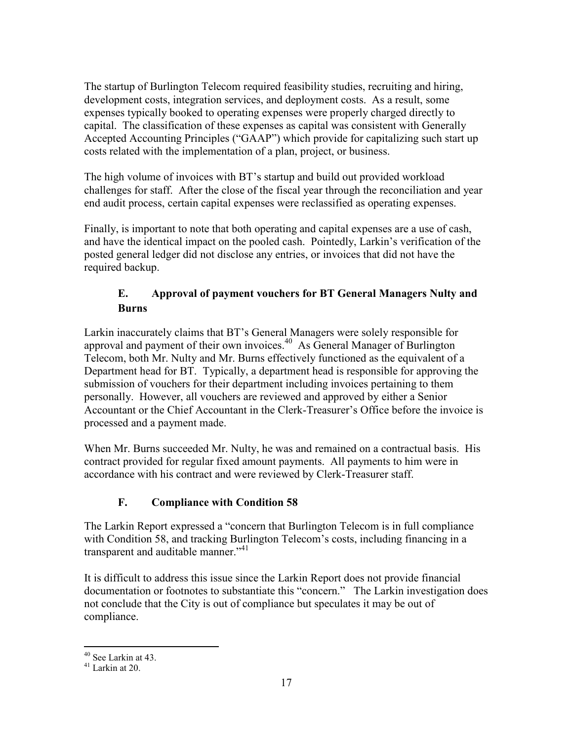The startup of Burlington Telecom required feasibility studies, recruiting and hiring, development costs, integration services, and deployment costs. As a result, some expenses typically booked to operating expenses were properly charged directly to capital. The classification of these expenses as capital was consistent with Generally Accepted Accounting Principles ("GAAP") which provide for capitalizing such start up costs related with the implementation of a plan, project, or business.

The high volume of invoices with BT's startup and build out provided workload challenges for staff. After the close of the fiscal year through the reconciliation and year end audit process, certain capital expenses were reclassified as operating expenses.

Finally, is important to note that both operating and capital expenses are a use of cash, and have the identical impact on the pooled cash. Pointedly, Larkin's verification of the posted general ledger did not disclose any entries, or invoices that did not have the required backup.

### E. Approval of payment vouchers for BT General Managers Nulty and Burns

Larkin inaccurately claims that BT's General Managers were solely responsible for approval and payment of their own invoices.[40] As General Manager of Burlington Telecom, both Mr. Nulty and Mr. Burns effectively functioned as the equivalent of a Department head for BT. Typically, a department head is responsible for approving the submission of vouchers for their department including invoices pertaining to them personally. However, all vouchers are reviewed and approved by either a Senior Accountant or the Chief Accountant in the Clerk-Treasurer's Office before the invoice is processed and a payment made.

When Mr. Burns succeeded Mr. Nulty, he was and remained on a contractual basis. His contract provided for regular fixed amount payments. All payments to him were in accordance with his contract and were reviewed by Clerk-Treasurer staff.

### F. Compliance with Condition 58

The Larkin Report expressed a "concern that Burlington Telecom is in full compliance with Condition 58, and tracking Burlington Telecom's costs, including financing in a transparent and auditable manner."[41]

It is difficult to address this issue since the Larkin Report does not provide financial documentation or footnotes to substantiate this "concern." The Larkin investigation does not conclude that the City is out of compliance but speculates it may be out of compliance.

---

[40] See Larkin at 43.

[41] Larkin at 20.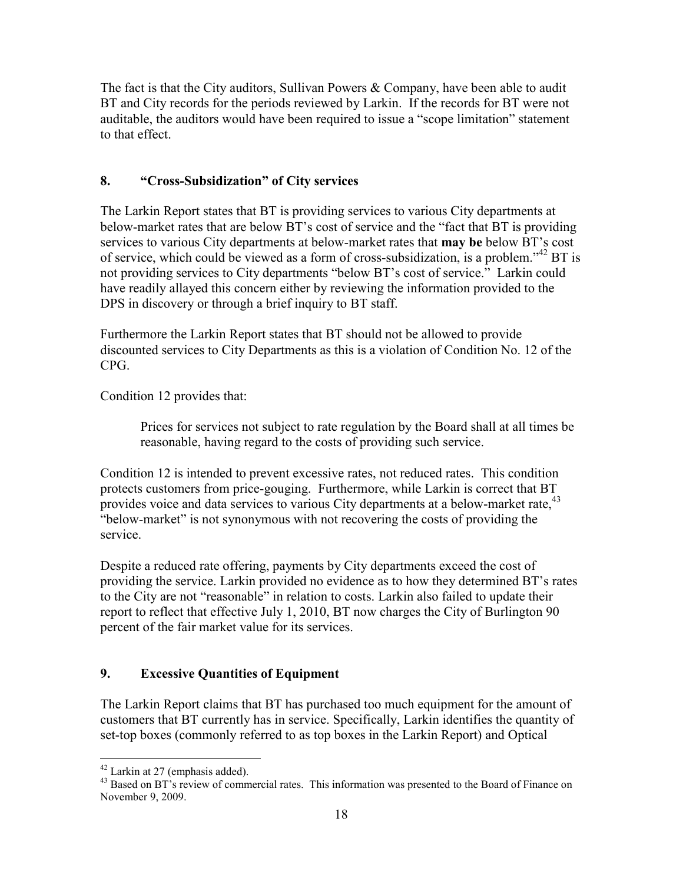The fact is that the City auditors, Sullivan Powers & Company, have been able to audit BT and City records for the periods reviewed by Larkin. If the records for BT were not auditable, the auditors would have been required to issue a "scope limitation" statement to that effect.

## 8. "Cross-Subsidization" of City services

The Larkin Report states that BT is providing services to various City departments at below-market rates that are below BT's cost of service and the "fact that BT is providing services to various City departments at below-market rates that **may be** below BT's cost of service, which could be viewed as a form of cross-subsidization, is a problem."[42] BT is not providing services to City departments "below BT's cost of service." Larkin could have readily allayed this concern either by reviewing the information provided to the DPS in discovery or through a brief inquiry to BT staff.

Furthermore the Larkin Report states that BT should not be allowed to provide discounted services to City Departments as this is a violation of Condition No. 12 of the CPG.

Condition 12 provides that:

> Prices for services not subject to rate regulation by the Board shall at all times be reasonable, having regard to the costs of providing such service.

Condition 12 is intended to prevent excessive rates, not reduced rates. This condition protects customers from price-gouging. Furthermore, while Larkin is correct that BT provides voice and data services to various City departments at a below-market rate,[43] "below-market" is not synonymous with not recovering the costs of providing the service.

Despite a reduced rate offering, payments by City departments exceed the cost of providing the service. Larkin provided no evidence as to how they determined BT's rates to the City are not "reasonable" in relation to costs. Larkin also failed to update their report to reflect that effective July 1, 2010, BT now charges the City of Burlington 90 percent of the fair market value for its services.

## 9. Excessive Quantities of Equipment

The Larkin Report claims that BT has purchased too much equipment for the amount of customers that BT currently has in service. Specifically, Larkin identifies the quantity of set-top boxes (commonly referred to as top boxes in the Larkin Report) and Optical

---

[42] Larkin at 27 (emphasis added).

[43] Based on BT's review of commercial rates. This information was presented to the Board of Finance on November 9, 2009.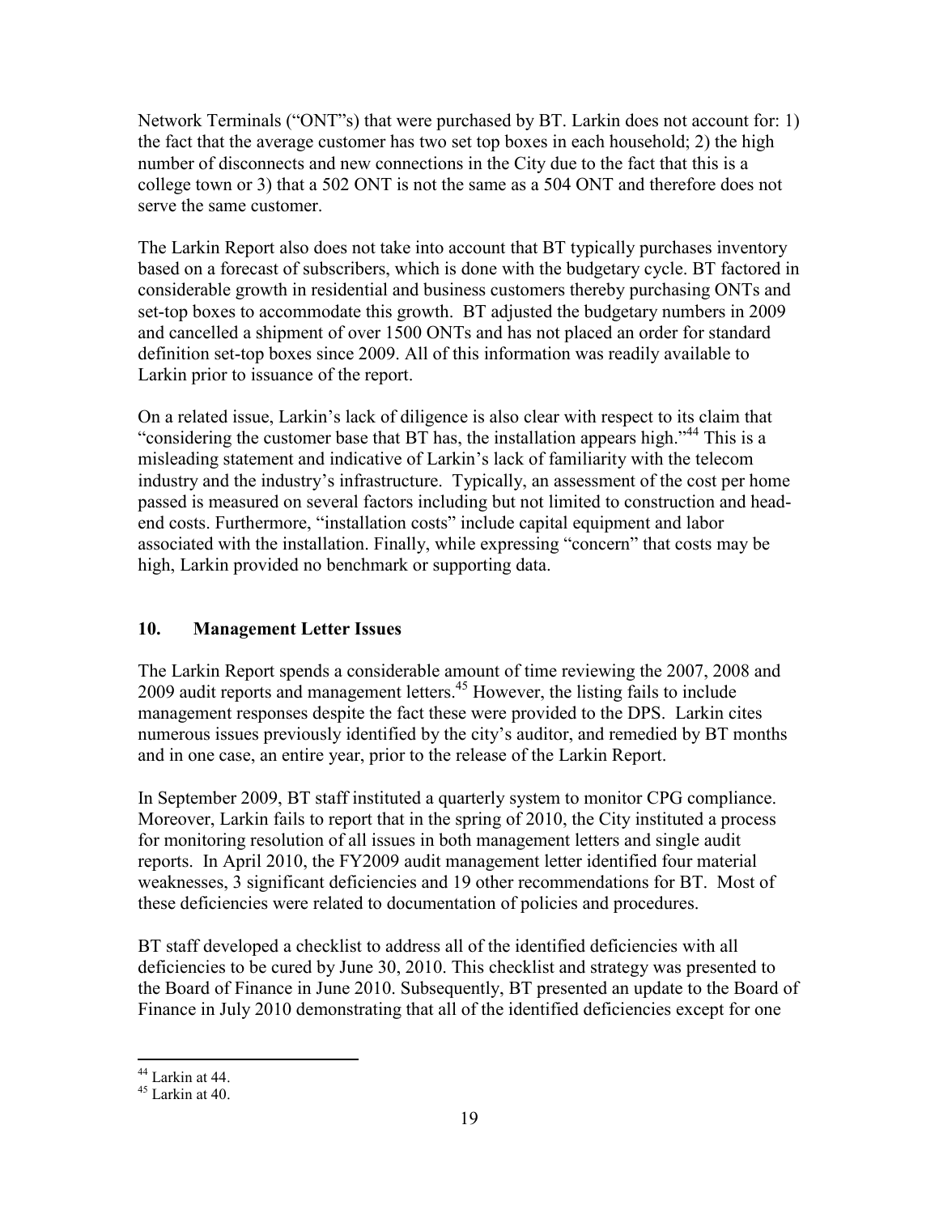Network Terminals ("ONT"s) that were purchased by BT. Larkin does not account for: 1) the fact that the average customer has two set top boxes in each household; 2) the high number of disconnects and new connections in the City due to the fact that this is a college town or 3) that a 502 ONT is not the same as a 504 ONT and therefore does not serve the same customer.

The Larkin Report also does not take into account that BT typically purchases inventory based on a forecast of subscribers, which is done with the budgetary cycle. BT factored in considerable growth in residential and business customers thereby purchasing ONTs and set-top boxes to accommodate this growth. BT adjusted the budgetary numbers in 2009 and cancelled a shipment of over 1500 ONTs and has not placed an order for standard definition set-top boxes since 2009. All of this information was readily available to Larkin prior to issuance of the report.

On a related issue, Larkin's lack of diligence is also clear with respect to its claim that "considering the customer base that BT has, the installation appears high."[44] This is a misleading statement and indicative of Larkin's lack of familiarity with the telecom industry and the industry's infrastructure. Typically, an assessment of the cost per home passed is measured on several factors including but not limited to construction and head-end costs. Furthermore, "installation costs" include capital equipment and labor associated with the installation. Finally, while expressing "concern" that costs may be high, Larkin provided no benchmark or supporting data.

## 10. Management Letter Issues

The Larkin Report spends a considerable amount of time reviewing the 2007, 2008 and 2009 audit reports and management letters.[45] However, the listing fails to include management responses despite the fact these were provided to the DPS. Larkin cites numerous issues previously identified by the city's auditor, and remedied by BT months and in one case, an entire year, prior to the release of the Larkin Report.

In September 2009, BT staff instituted a quarterly system to monitor CPG compliance. Moreover, Larkin fails to report that in the spring of 2010, the City instituted a process for monitoring resolution of all issues in both management letters and single audit reports. In April 2010, the FY2009 audit management letter identified four material weaknesses, 3 significant deficiencies and 19 other recommendations for BT. Most of these deficiencies were related to documentation of policies and procedures.

BT staff developed a checklist to address all of the identified deficiencies with all deficiencies to be cured by June 30, 2010. This checklist and strategy was presented to the Board of Finance in June 2010. Subsequently, BT presented an update to the Board of Finance in July 2010 demonstrating that all of the identified deficiencies except for one

[44] Larkin at 44.

[45] Larkin at 40.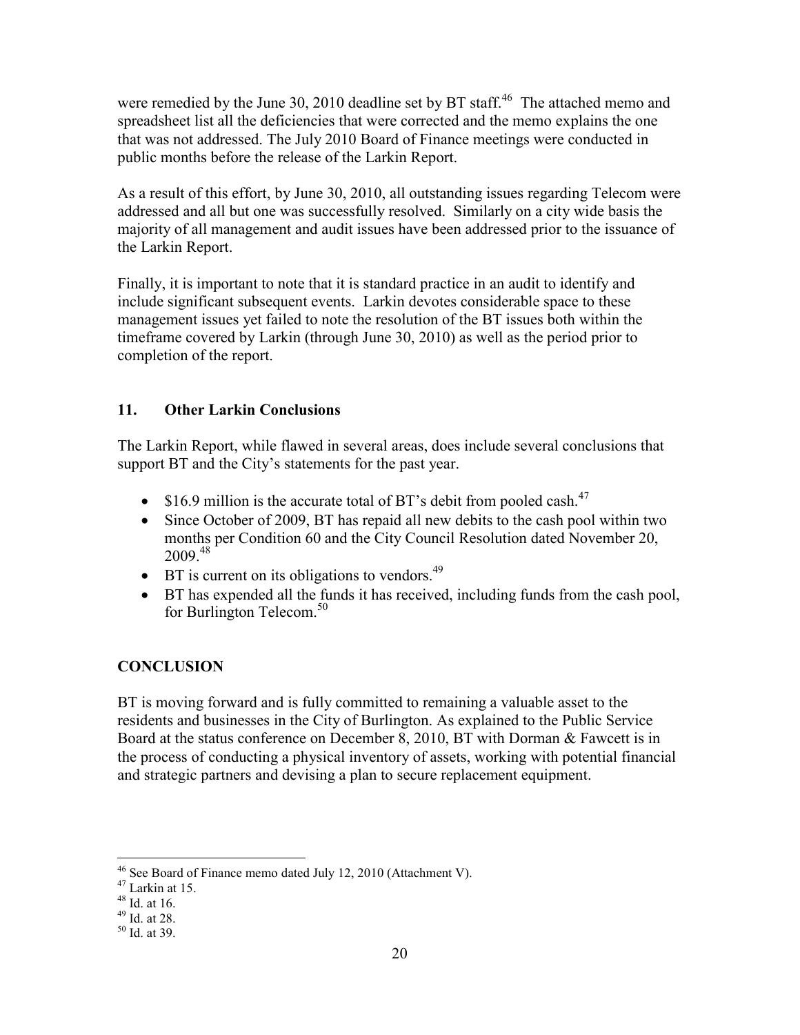were remedied by the June 30, 2010 deadline set by BT staff.[46] The attached memo and spreadsheet list all the deficiencies that were corrected and the memo explains the one that was not addressed. The July 2010 Board of Finance meetings were conducted in public months before the release of the Larkin Report.

As a result of this effort, by June 30, 2010, all outstanding issues regarding Telecom were addressed and all but one was successfully resolved. Similarly on a city wide basis the majority of all management and audit issues have been addressed prior to the issuance of the Larkin Report.

Finally, it is important to note that it is standard practice in an audit to identify and include significant subsequent events. Larkin devotes considerable space to these management issues yet failed to note the resolution of the BT issues both within the timeframe covered by Larkin (through June 30, 2010) as well as the period prior to completion of the report.

### 11. Other Larkin Conclusions

The Larkin Report, while flawed in several areas, does include several conclusions that support BT and the City's statements for the past year.

- $16.9 million is the accurate total of BT's debit from pooled cash.[47]
- Since October of 2009, BT has repaid all new debits to the cash pool within two months per Condition 60 and the City Council Resolution dated November 20, 2009.[48]
- BT is current on its obligations to vendors.[49]
- BT has expended all the funds it has received, including funds from the cash pool, for Burlington Telecom.[50]

## CONCLUSION

BT is moving forward and is fully committed to remaining a valuable asset to the residents and businesses in the City of Burlington. As explained to the Public Service Board at the status conference on December 8, 2010, BT with Dorman & Fawcett is in the process of conducting a physical inventory of assets, working with potential financial and strategic partners and devising a plan to secure replacement equipment.

---

[46] See Board of Finance memo dated July 12, 2010 (Attachment V).
[47] Larkin at 15.
[48] Id. at 16.
[49] Id. at 28.
[50] Id. at 39.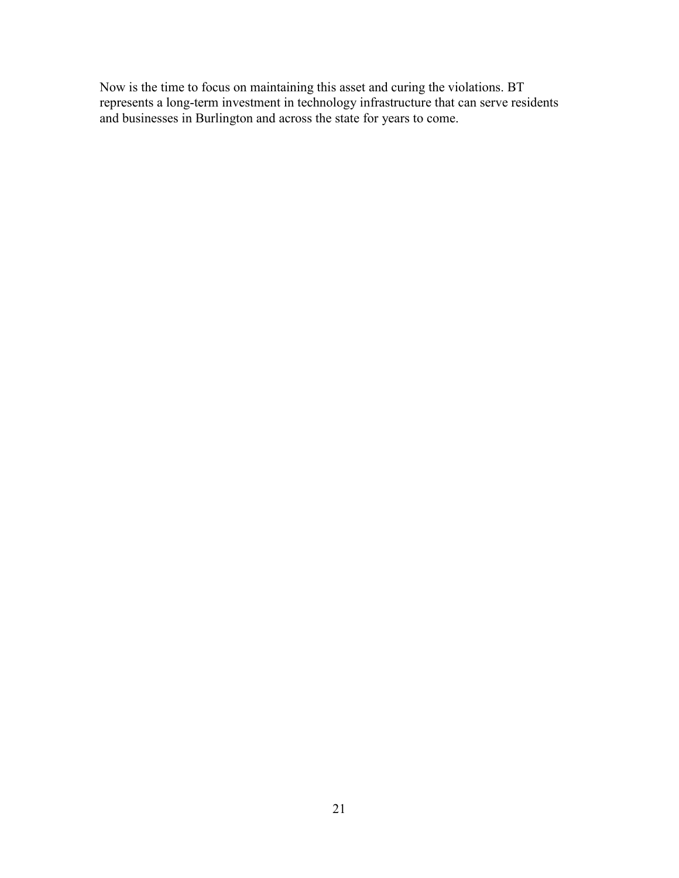Now is the time to focus on maintaining this asset and curing the violations. BT represents a long-term investment in technology infrastructure that can serve residents and businesses in Burlington and across the state for years to come.